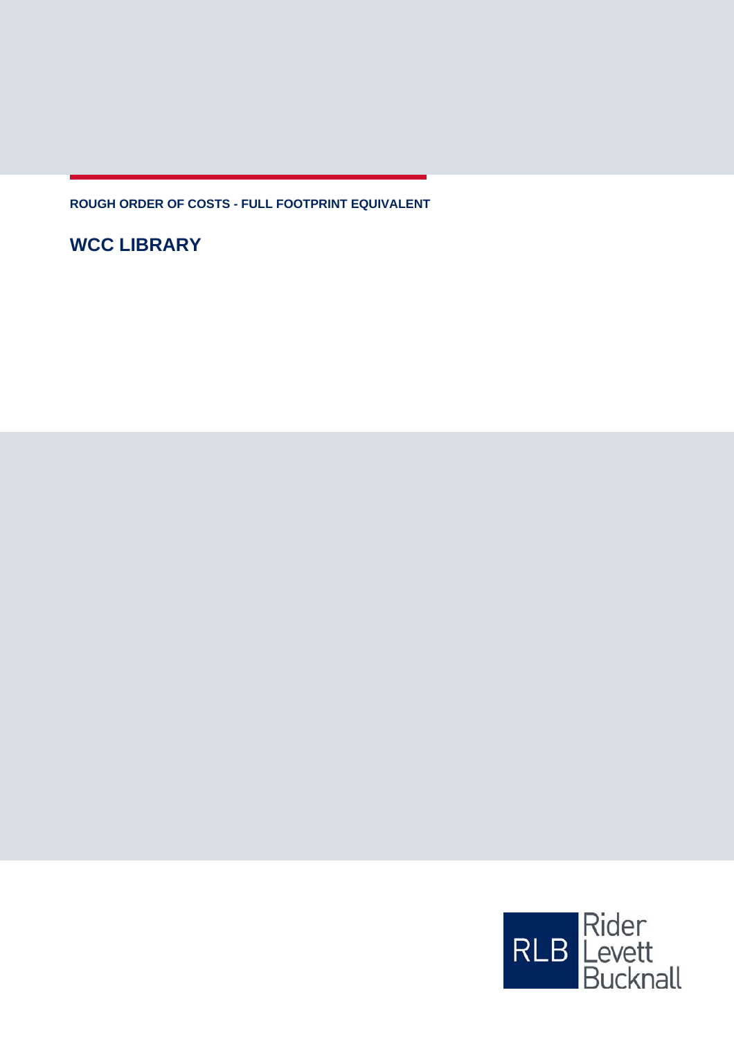ROUGH ORDER OF COSTS - FULL FOOTPRINT EQUIVALENT

# WCC LIBRARY

RLB Rider Levett Bucknall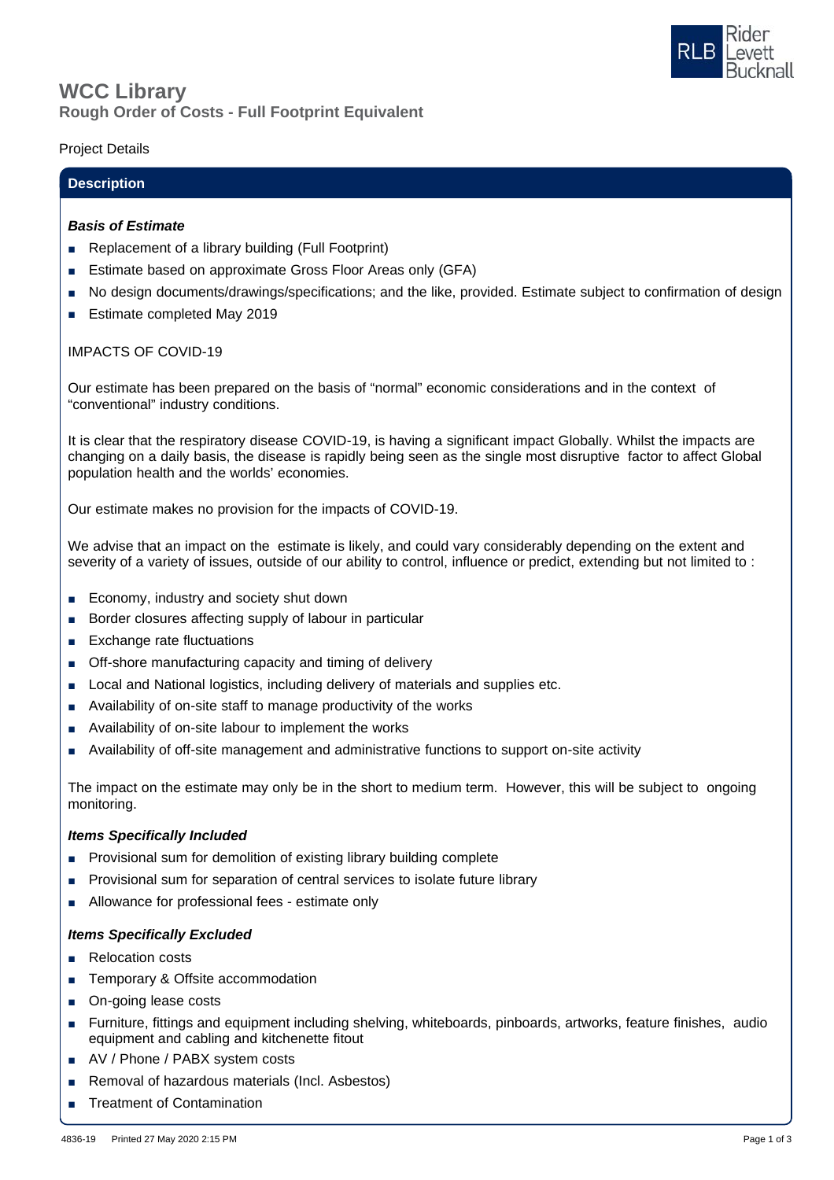# WCC Library

## Rough Order of Costs - Full Footprint Equivalent

Project Details

### Description

***Basis of Estimate***

- Replacement of a library building (Full Footprint)
- Estimate based on approximate Gross Floor Areas only (GFA)
- No design documents/drawings/specifications; and the like, provided. Estimate subject to confirmation of design
- Estimate completed May 2019

IMPACTS OF COVID-19

Our estimate has been prepared on the basis of "normal" economic considerations and in the context of "conventional" industry conditions.

It is clear that the respiratory disease COVID-19, is having a significant impact Globally. Whilst the impacts are changing on a daily basis, the disease is rapidly being seen as the single most disruptive factor to affect Global population health and the worlds' economies.

Our estimate makes no provision for the impacts of COVID-19.

We advise that an impact on the estimate is likely, and could vary considerably depending on the extent and severity of a variety of issues, outside of our ability to control, influence or predict, extending but not limited to :

- Economy, industry and society shut down
- Border closures affecting supply of labour in particular
- Exchange rate fluctuations
- Off-shore manufacturing capacity and timing of delivery
- Local and National logistics, including delivery of materials and supplies etc.
- Availability of on-site staff to manage productivity of the works
- Availability of on-site labour to implement the works
- Availability of off-site management and administrative functions to support on-site activity

The impact on the estimate may only be in the short to medium term. However, this will be subject to ongoing monitoring.

***Items Specifically Included***

- Provisional sum for demolition of existing library building complete
- Provisional sum for separation of central services to isolate future library
- Allowance for professional fees - estimate only

***Items Specifically Excluded***

- Relocation costs
- Temporary & Offsite accommodation
- On-going lease costs
- Furniture, fittings and equipment including shelving, whiteboards, pinboards, artworks, feature finishes, audio equipment and cabling and kitchenette fitout
- AV / Phone / PABX system costs
- Removal of hazardous materials (Incl. Asbestos)
- Treatment of Contamination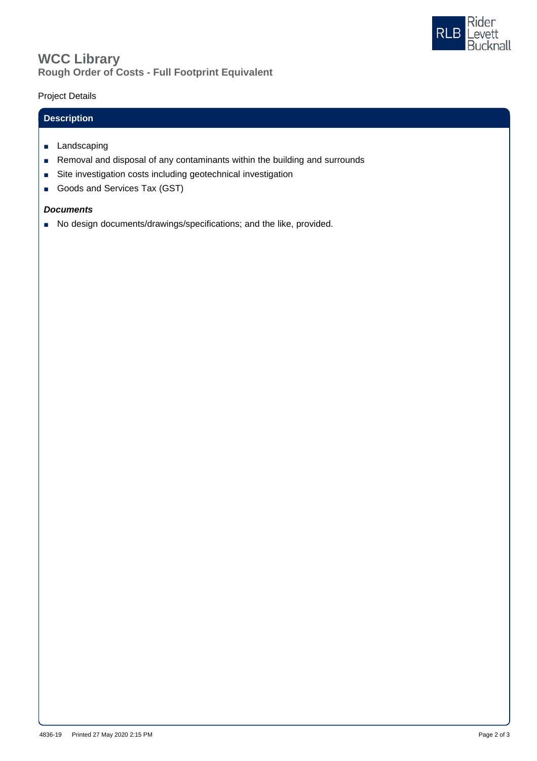# WCC Library

## Rough Order of Costs - Full Footprint Equivalent

Project Details

### Description

- Landscaping
- Removal and disposal of any contaminants within the building and surrounds
- Site investigation costs including geotechnical investigation
- Goods and Services Tax (GST)

***Documents***

- No design documents/drawings/specifications; and the like, provided.

4836-19 Printed 27 May 2020 2:15 PM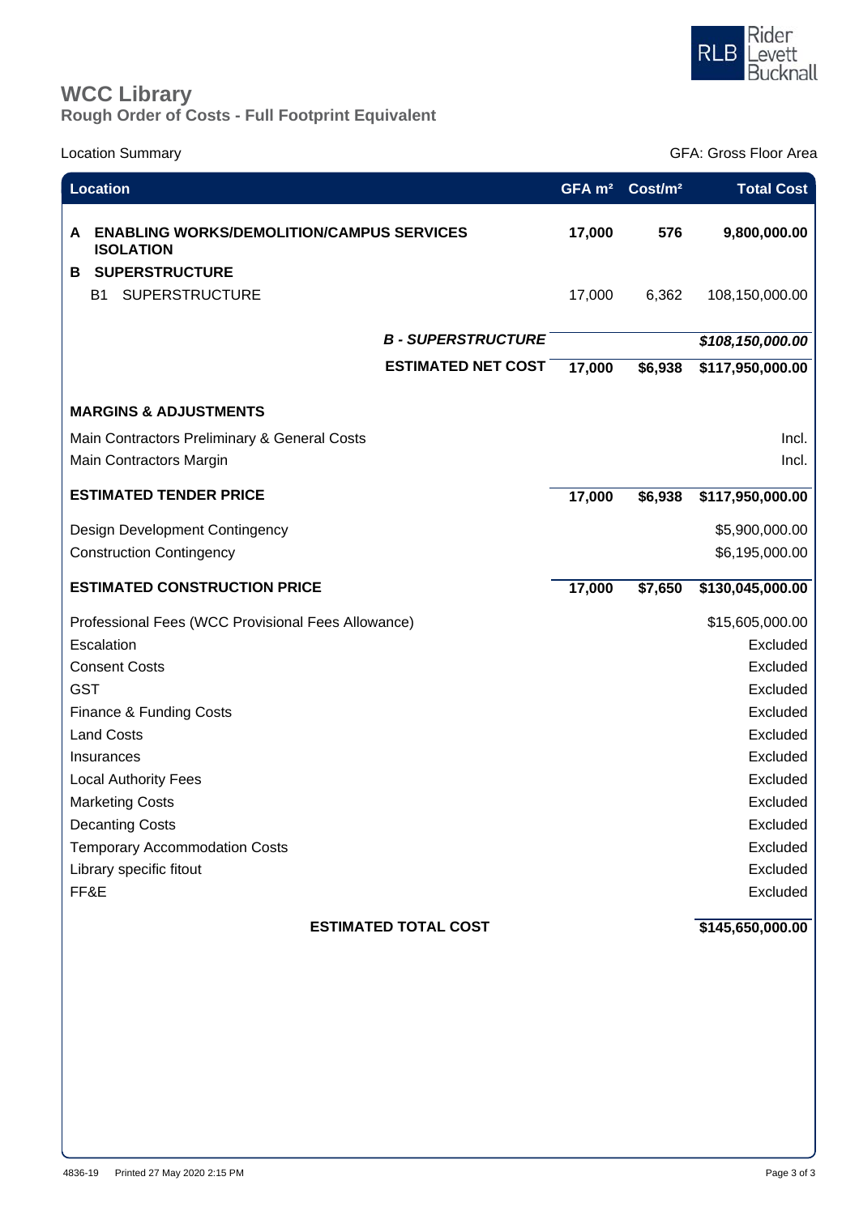# WCC Library

## Rough Order of Costs - Full Footprint Equivalent

Location Summary

GFA: Gross Floor Area

| Location | GFA m² | Cost/m² | Total Cost |
|---|---|---|---|
| **A ENABLING WORKS/DEMOLITION/CAMPUS SERVICES ISOLATION** | **17,000** | **576** | **9,800,000.00** |
| **B SUPERSTRUCTURE** | | | |
| B1 SUPERSTRUCTURE | 17,000 | 6,362 | 108,150,000.00 |
| ***B - SUPERSTRUCTURE*** | | | ***$108,150,000.00*** |
| **ESTIMATED NET COST** | **17,000** | **$6,938** | **$117,950,000.00** |
| **MARGINS & ADJUSTMENTS** | | | |
| Main Contractors Preliminary & General Costs | | | Incl. |
| Main Contractors Margin | | | Incl. |
| **ESTIMATED TENDER PRICE** | **17,000** | **$6,938** | **$117,950,000.00** |
| Design Development Contingency | | | $5,900,000.00 |
| Construction Contingency | | | $6,195,000.00 |
| **ESTIMATED CONSTRUCTION PRICE** | **17,000** | **$7,650** | **$130,045,000.00** |
| Professional Fees (WCC Provisional Fees Allowance) | | | $15,605,000.00 |
| Escalation | | | Excluded |
| Consent Costs | | | Excluded |
| GST | | | Excluded |
| Finance & Funding Costs | | | Excluded |
| Land Costs | | | Excluded |
| Insurances | | | Excluded |
| Local Authority Fees | | | Excluded |
| Marketing Costs | | | Excluded |
| Decanting Costs | | | Excluded |
| Temporary Accommodation Costs | | | Excluded |
| Library specific fitout | | | Excluded |
| FF&E | | | Excluded |
| **ESTIMATED TOTAL COST** | | | **$145,650,000.00** |

4836-19 Printed 27 May 2020 2:15 PM